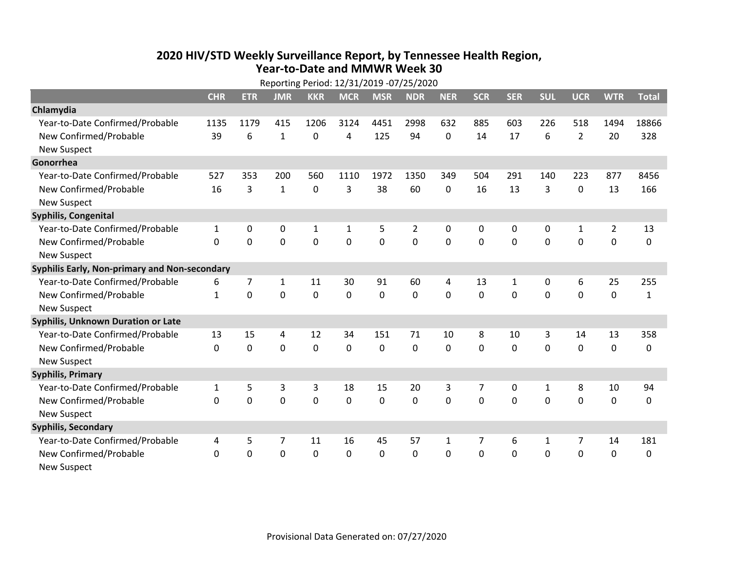# 2020 HIV/STD Weekly Surveillance Report, by Tennessee Health Region, Year-to-Date and MMWR Week 30

Reporting Period: 12/31/2019 -07/25/2020

| | CHR | ETR | JMR | KKR | MCR | MSR | NDR | NER | SCR | SER | SUL | UCR | WTR | Total |
|---|---|---|---|---|---|---|---|---|---|---|---|---|---|---|
| **Chlamydia** | | | | | | | | | | | | | | |
| Year-to-Date Confirmed/Probable | 1135 | 1179 | 415 | 1206 | 3124 | 4451 | 2998 | 632 | 885 | 603 | 226 | 518 | 1494 | 18866 |
| New Confirmed/Probable | 39 | 6 | 1 | 0 | 4 | 125 | 94 | 0 | 14 | 17 | 6 | 2 | 20 | 328 |
| New Suspect | | | | | | | | | | | | | | |
| **Gonorrhea** | | | | | | | | | | | | | | |
| Year-to-Date Confirmed/Probable | 527 | 353 | 200 | 560 | 1110 | 1972 | 1350 | 349 | 504 | 291 | 140 | 223 | 877 | 8456 |
| New Confirmed/Probable | 16 | 3 | 1 | 0 | 3 | 38 | 60 | 0 | 16 | 13 | 3 | 0 | 13 | 166 |
| New Suspect | | | | | | | | | | | | | | |
| **Syphilis, Congenital** | | | | | | | | | | | | | | |
| Year-to-Date Confirmed/Probable | 1 | 0 | 0 | 1 | 1 | 5 | 2 | 0 | 0 | 0 | 0 | 1 | 2 | 13 |
| New Confirmed/Probable | 0 | 0 | 0 | 0 | 0 | 0 | 0 | 0 | 0 | 0 | 0 | 0 | 0 | 0 |
| New Suspect | | | | | | | | | | | | | | |
| **Syphilis Early, Non-primary and Non-secondary** | | | | | | | | | | | | | | |
| Year-to-Date Confirmed/Probable | 6 | 7 | 1 | 11 | 30 | 91 | 60 | 4 | 13 | 1 | 0 | 6 | 25 | 255 |
| New Confirmed/Probable | 1 | 0 | 0 | 0 | 0 | 0 | 0 | 0 | 0 | 0 | 0 | 0 | 0 | 1 |
| New Suspect | | | | | | | | | | | | | | |
| **Syphilis, Unknown Duration or Late** | | | | | | | | | | | | | | |
| Year-to-Date Confirmed/Probable | 13 | 15 | 4 | 12 | 34 | 151 | 71 | 10 | 8 | 10 | 3 | 14 | 13 | 358 |
| New Confirmed/Probable | 0 | 0 | 0 | 0 | 0 | 0 | 0 | 0 | 0 | 0 | 0 | 0 | 0 | 0 |
| New Suspect | | | | | | | | | | | | | | |
| **Syphilis, Primary** | | | | | | | | | | | | | | |
| Year-to-Date Confirmed/Probable | 1 | 5 | 3 | 3 | 18 | 15 | 20 | 3 | 7 | 0 | 1 | 8 | 10 | 94 |
| New Confirmed/Probable | 0 | 0 | 0 | 0 | 0 | 0 | 0 | 0 | 0 | 0 | 0 | 0 | 0 | 0 |
| New Suspect | | | | | | | | | | | | | | |
| **Syphilis, Secondary** | | | | | | | | | | | | | | |
| Year-to-Date Confirmed/Probable | 4 | 5 | 7 | 11 | 16 | 45 | 57 | 1 | 7 | 6 | 1 | 7 | 14 | 181 |
| New Confirmed/Probable | 0 | 0 | 0 | 0 | 0 | 0 | 0 | 0 | 0 | 0 | 0 | 0 | 0 | 0 |
| New Suspect | | | | | | | | | | | | | | |

Provisional Data Generated on: 07/27/2020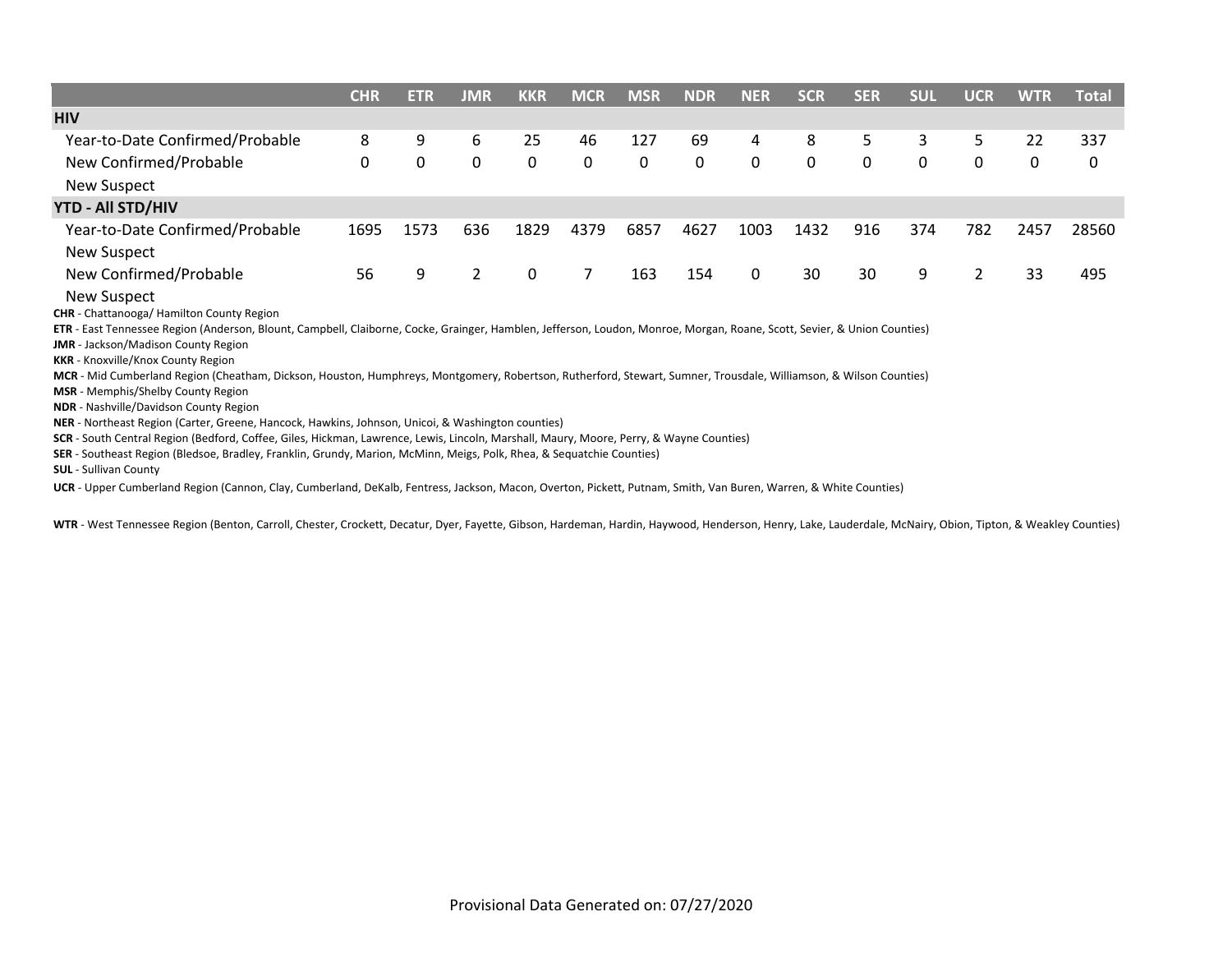| | CHR | ETR | JMR | KKR | MCR | MSR | NDR | NER | SCR | SER | SUL | UCR | WTR | Total |
|---|---|---|---|---|---|---|---|---|---|---|---|---|---|---|
| **HIV** | | | | | | | | | | | | | | |
| Year-to-Date Confirmed/Probable | 8 | 9 | 6 | 25 | 46 | 127 | 69 | 4 | 8 | 5 | 3 | 5 | 22 | 337 |
| New Confirmed/Probable | 0 | 0 | 0 | 0 | 0 | 0 | 0 | 0 | 0 | 0 | 0 | 0 | 0 | 0 |
| New Suspect | | | | | | | | | | | | | | |
| **YTD - All STD/HIV** | | | | | | | | | | | | | | |
| Year-to-Date Confirmed/Probable | 1695 | 1573 | 636 | 1829 | 4379 | 6857 | 4627 | 1003 | 1432 | 916 | 374 | 782 | 2457 | 28560 |
| New Suspect | | | | | | | | | | | | | | |
| New Confirmed/Probable | 56 | 9 | 2 | 0 | 7 | 163 | 154 | 0 | 30 | 30 | 9 | 2 | 33 | 495 |
| New Suspect | | | | | | | | | | | | | | |

**CHR** - Chattanooga/ Hamilton County Region

**ETR** - East Tennessee Region (Anderson, Blount, Campbell, Claiborne, Cocke, Grainger, Hamblen, Jefferson, Loudon, Monroe, Morgan, Roane, Scott, Sevier, & Union Counties)

**JMR** - Jackson/Madison County Region

**KKR** - Knoxville/Knox County Region

**MCR** - Mid Cumberland Region (Cheatham, Dickson, Houston, Humphreys, Montgomery, Robertson, Rutherford, Stewart, Sumner, Trousdale, Williamson, & Wilson Counties)

**MSR** - Memphis/Shelby County Region

**NDR** - Nashville/Davidson County Region

**NER** - Northeast Region (Carter, Greene, Hancock, Hawkins, Johnson, Unicoi, & Washington counties)

**SCR** - South Central Region (Bedford, Coffee, Giles, Hickman, Lawrence, Lewis, Lincoln, Marshall, Maury, Moore, Perry, & Wayne Counties)

**SER** - Southeast Region (Bledsoe, Bradley, Franklin, Grundy, Marion, McMinn, Meigs, Polk, Rhea, & Sequatchie Counties)

**SUL** - Sullivan County

**UCR** - Upper Cumberland Region (Cannon, Clay, Cumberland, DeKalb, Fentress, Jackson, Macon, Overton, Pickett, Putnam, Smith, Van Buren, Warren, & White Counties)

**WTR** - West Tennessee Region (Benton, Carroll, Chester, Crockett, Decatur, Dyer, Fayette, Gibson, Hardeman, Hardin, Haywood, Henderson, Henry, Lake, Lauderdale, McNairy, Obion, Tipton, & Weakley Counties)

Provisional Data Generated on: 07/27/2020